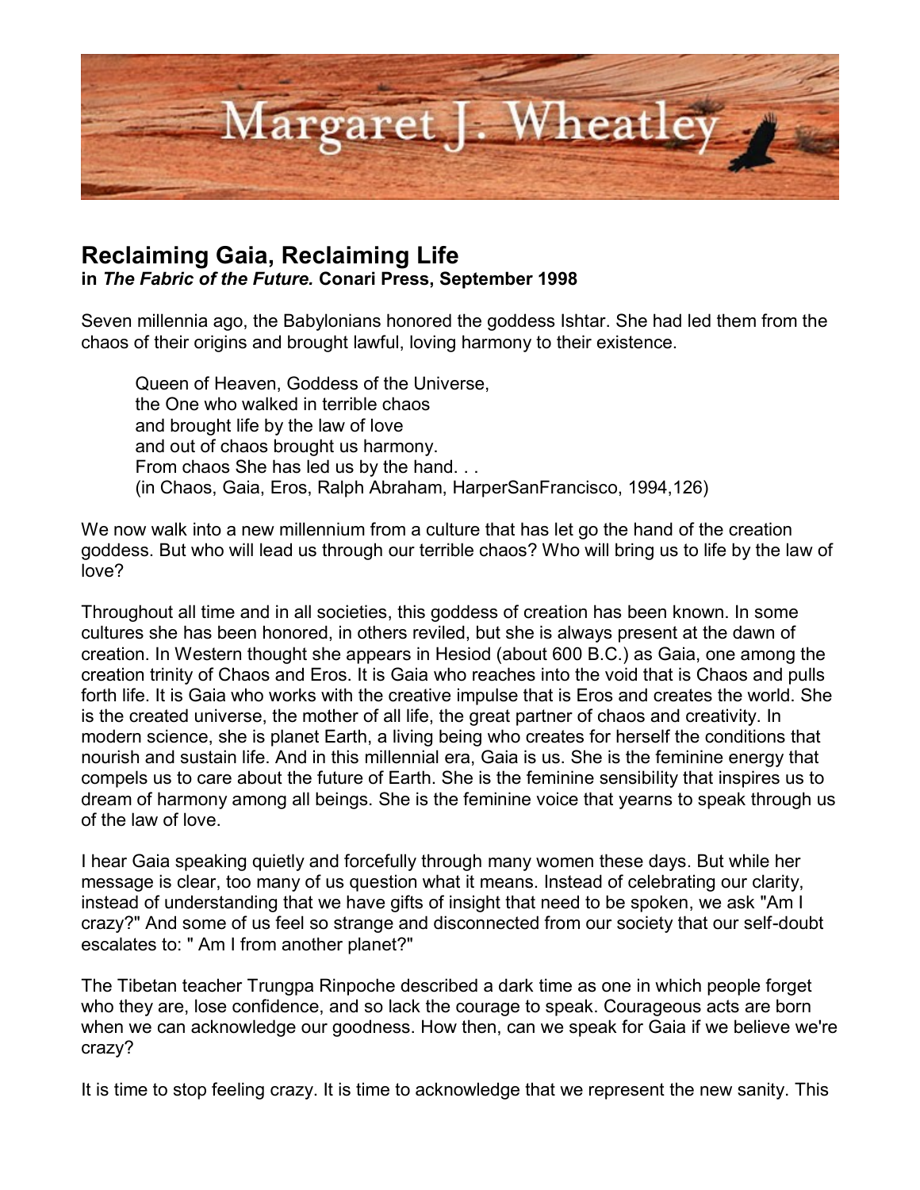# Margaret J. Wheatley

## Reclaiming Gaia, Reclaiming Life

**in *The Fabric of the Future.* Conari Press, September 1998**

Seven millennia ago, the Babylonians honored the goddess Ishtar. She had led them from the chaos of their origins and brought lawful, loving harmony to their existence.

> Queen of Heaven, Goddess of the Universe,
> the One who walked in terrible chaos
> and brought life by the law of love
> and out of chaos brought us harmony.
> From chaos She has led us by the hand. . .
> (in Chaos, Gaia, Eros, Ralph Abraham, HarperSanFrancisco, 1994,126)

We now walk into a new millennium from a culture that has let go the hand of the creation goddess. But who will lead us through our terrible chaos? Who will bring us to life by the law of love?

Throughout all time and in all societies, this goddess of creation has been known. In some cultures she has been honored, in others reviled, but she is always present at the dawn of creation. In Western thought she appears in Hesiod (about 600 B.C.) as Gaia, one among the creation trinity of Chaos and Eros. It is Gaia who reaches into the void that is Chaos and pulls forth life. It is Gaia who works with the creative impulse that is Eros and creates the world. She is the created universe, the mother of all life, the great partner of chaos and creativity. In modern science, she is planet Earth, a living being who creates for herself the conditions that nourish and sustain life. And in this millennial era, Gaia is us. She is the feminine energy that compels us to care about the future of Earth. She is the feminine sensibility that inspires us to dream of harmony among all beings. She is the feminine voice that yearns to speak through us of the law of love.

I hear Gaia speaking quietly and forcefully through many women these days. But while her message is clear, too many of us question what it means. Instead of celebrating our clarity, instead of understanding that we have gifts of insight that need to be spoken, we ask "Am I crazy?" And some of us feel so strange and disconnected from our society that our self-doubt escalates to: " Am I from another planet?"

The Tibetan teacher Trungpa Rinpoche described a dark time as one in which people forget who they are, lose confidence, and so lack the courage to speak. Courageous acts are born when we can acknowledge our goodness. How then, can we speak for Gaia if we believe we're crazy?

It is time to stop feeling crazy. It is time to acknowledge that we represent the new sanity. This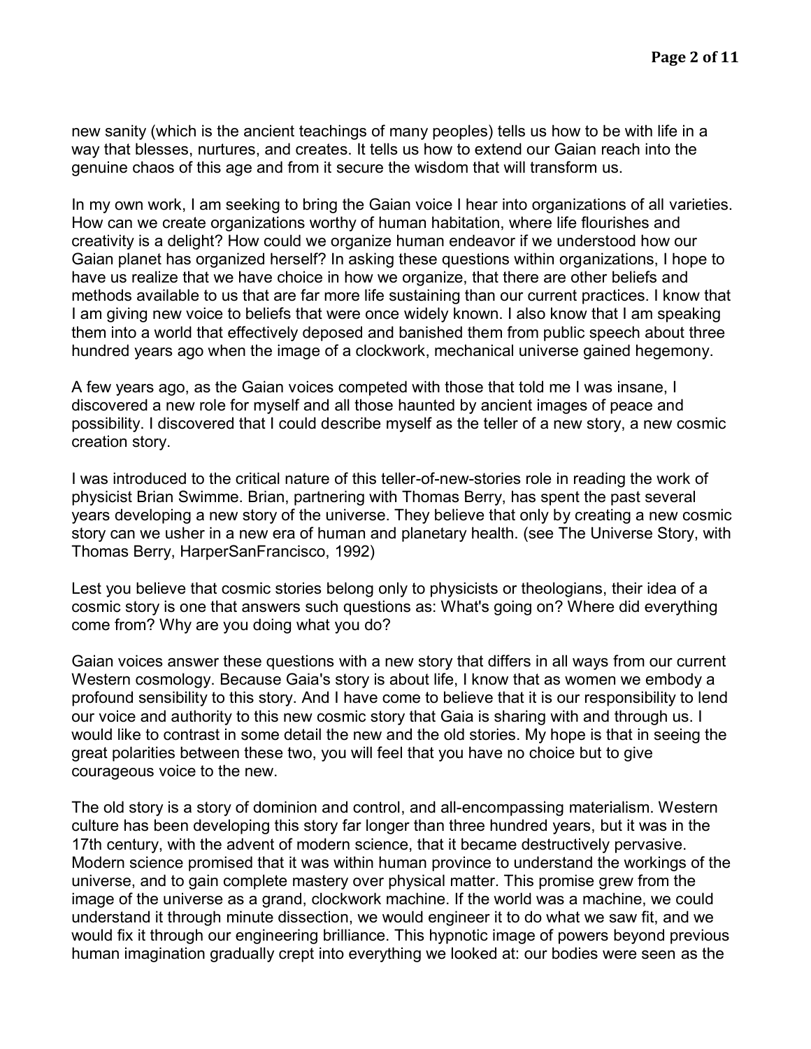new sanity (which is the ancient teachings of many peoples) tells us how to be with life in a way that blesses, nurtures, and creates. It tells us how to extend our Gaian reach into the genuine chaos of this age and from it secure the wisdom that will transform us.

In my own work, I am seeking to bring the Gaian voice I hear into organizations of all varieties. How can we create organizations worthy of human habitation, where life flourishes and creativity is a delight? How could we organize human endeavor if we understood how our Gaian planet has organized herself? In asking these questions within organizations, I hope to have us realize that we have choice in how we organize, that there are other beliefs and methods available to us that are far more life sustaining than our current practices. I know that I am giving new voice to beliefs that were once widely known. I also know that I am speaking them into a world that effectively deposed and banished them from public speech about three hundred years ago when the image of a clockwork, mechanical universe gained hegemony.

A few years ago, as the Gaian voices competed with those that told me I was insane, I discovered a new role for myself and all those haunted by ancient images of peace and possibility. I discovered that I could describe myself as the teller of a new story, a new cosmic creation story.

I was introduced to the critical nature of this teller-of-new-stories role in reading the work of physicist Brian Swimme. Brian, partnering with Thomas Berry, has spent the past several years developing a new story of the universe. They believe that only by creating a new cosmic story can we usher in a new era of human and planetary health. (see The Universe Story, with Thomas Berry, HarperSanFrancisco, 1992)

Lest you believe that cosmic stories belong only to physicists or theologians, their idea of a cosmic story is one that answers such questions as: What's going on? Where did everything come from? Why are you doing what you do?

Gaian voices answer these questions with a new story that differs in all ways from our current Western cosmology. Because Gaia's story is about life, I know that as women we embody a profound sensibility to this story. And I have come to believe that it is our responsibility to lend our voice and authority to this new cosmic story that Gaia is sharing with and through us. I would like to contrast in some detail the new and the old stories. My hope is that in seeing the great polarities between these two, you will feel that you have no choice but to give courageous voice to the new.

The old story is a story of dominion and control, and all-encompassing materialism. Western culture has been developing this story far longer than three hundred years, but it was in the 17th century, with the advent of modern science, that it became destructively pervasive. Modern science promised that it was within human province to understand the workings of the universe, and to gain complete mastery over physical matter. This promise grew from the image of the universe as a grand, clockwork machine. If the world was a machine, we could understand it through minute dissection, we would engineer it to do what we saw fit, and we would fix it through our engineering brilliance. This hypnotic image of powers beyond previous human imagination gradually crept into everything we looked at: our bodies were seen as the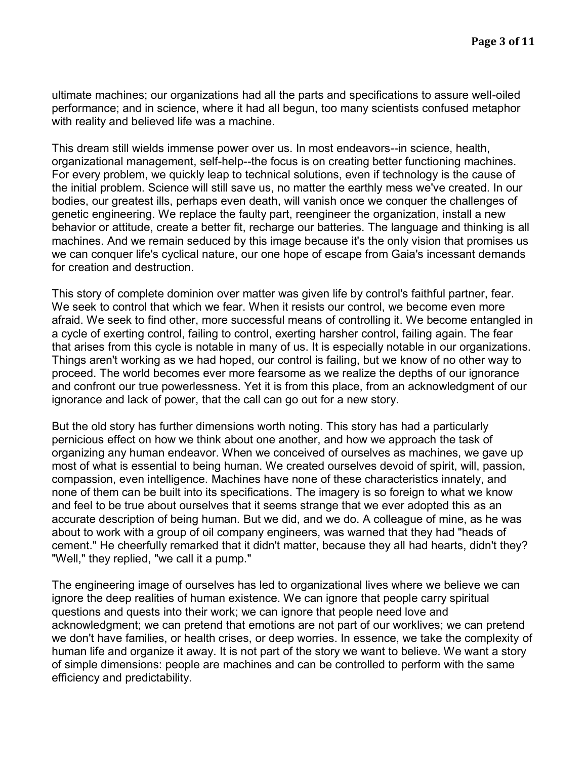ultimate machines; our organizations had all the parts and specifications to assure well-oiled performance; and in science, where it had all begun, too many scientists confused metaphor with reality and believed life was a machine.

This dream still wields immense power over us. In most endeavors--in science, health, organizational management, self-help--the focus is on creating better functioning machines. For every problem, we quickly leap to technical solutions, even if technology is the cause of the initial problem. Science will still save us, no matter the earthly mess we've created. In our bodies, our greatest ills, perhaps even death, will vanish once we conquer the challenges of genetic engineering. We replace the faulty part, reengineer the organization, install a new behavior or attitude, create a better fit, recharge our batteries. The language and thinking is all machines. And we remain seduced by this image because it's the only vision that promises us we can conquer life's cyclical nature, our one hope of escape from Gaia's incessant demands for creation and destruction.

This story of complete dominion over matter was given life by control's faithful partner, fear. We seek to control that which we fear. When it resists our control, we become even more afraid. We seek to find other, more successful means of controlling it. We become entangled in a cycle of exerting control, failing to control, exerting harsher control, failing again. The fear that arises from this cycle is notable in many of us. It is especially notable in our organizations. Things aren't working as we had hoped, our control is failing, but we know of no other way to proceed. The world becomes ever more fearsome as we realize the depths of our ignorance and confront our true powerlessness. Yet it is from this place, from an acknowledgment of our ignorance and lack of power, that the call can go out for a new story.

But the old story has further dimensions worth noting. This story has had a particularly pernicious effect on how we think about one another, and how we approach the task of organizing any human endeavor. When we conceived of ourselves as machines, we gave up most of what is essential to being human. We created ourselves devoid of spirit, will, passion, compassion, even intelligence. Machines have none of these characteristics innately, and none of them can be built into its specifications. The imagery is so foreign to what we know and feel to be true about ourselves that it seems strange that we ever adopted this as an accurate description of being human. But we did, and we do. A colleague of mine, as he was about to work with a group of oil company engineers, was warned that they had "heads of cement." He cheerfully remarked that it didn't matter, because they all had hearts, didn't they? "Well," they replied, "we call it a pump."

The engineering image of ourselves has led to organizational lives where we believe we can ignore the deep realities of human existence. We can ignore that people carry spiritual questions and quests into their work; we can ignore that people need love and acknowledgment; we can pretend that emotions are not part of our worklives; we can pretend we don't have families, or health crises, or deep worries. In essence, we take the complexity of human life and organize it away. It is not part of the story we want to believe. We want a story of simple dimensions: people are machines and can be controlled to perform with the same efficiency and predictability.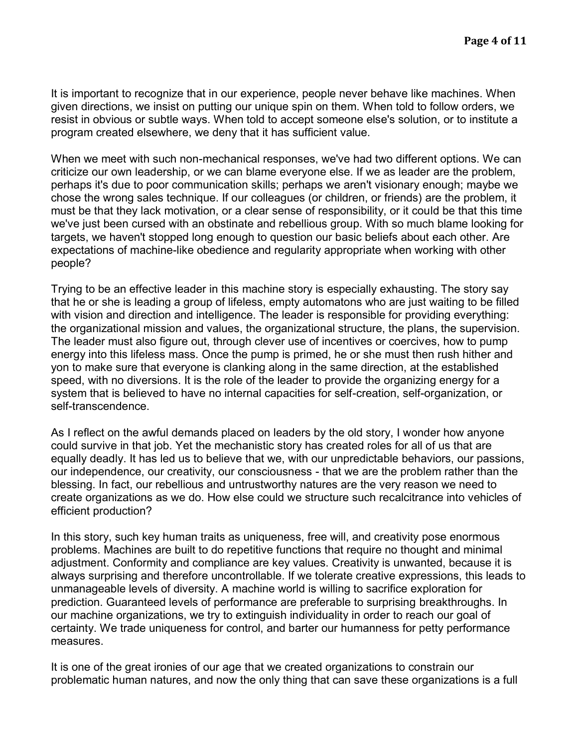It is important to recognize that in our experience, people never behave like machines. When given directions, we insist on putting our unique spin on them. When told to follow orders, we resist in obvious or subtle ways. When told to accept someone else's solution, or to institute a program created elsewhere, we deny that it has sufficient value.

When we meet with such non-mechanical responses, we've had two different options. We can criticize our own leadership, or we can blame everyone else. If we as leader are the problem, perhaps it's due to poor communication skills; perhaps we aren't visionary enough; maybe we chose the wrong sales technique. If our colleagues (or children, or friends) are the problem, it must be that they lack motivation, or a clear sense of responsibility, or it could be that this time we've just been cursed with an obstinate and rebellious group. With so much blame looking for targets, we haven't stopped long enough to question our basic beliefs about each other. Are expectations of machine-like obedience and regularity appropriate when working with other people?

Trying to be an effective leader in this machine story is especially exhausting. The story say that he or she is leading a group of lifeless, empty automatons who are just waiting to be filled with vision and direction and intelligence. The leader is responsible for providing everything: the organizational mission and values, the organizational structure, the plans, the supervision. The leader must also figure out, through clever use of incentives or coercives, how to pump energy into this lifeless mass. Once the pump is primed, he or she must then rush hither and yon to make sure that everyone is clanking along in the same direction, at the established speed, with no diversions. It is the role of the leader to provide the organizing energy for a system that is believed to have no internal capacities for self-creation, self-organization, or self-transcendence.

As I reflect on the awful demands placed on leaders by the old story, I wonder how anyone could survive in that job. Yet the mechanistic story has created roles for all of us that are equally deadly. It has led us to believe that we, with our unpredictable behaviors, our passions, our independence, our creativity, our consciousness - that we are the problem rather than the blessing. In fact, our rebellious and untrustworthy natures are the very reason we need to create organizations as we do. How else could we structure such recalcitrance into vehicles of efficient production?

In this story, such key human traits as uniqueness, free will, and creativity pose enormous problems. Machines are built to do repetitive functions that require no thought and minimal adjustment. Conformity and compliance are key values. Creativity is unwanted, because it is always surprising and therefore uncontrollable. If we tolerate creative expressions, this leads to unmanageable levels of diversity. A machine world is willing to sacrifice exploration for prediction. Guaranteed levels of performance are preferable to surprising breakthroughs. In our machine organizations, we try to extinguish individuality in order to reach our goal of certainty. We trade uniqueness for control, and barter our humanness for petty performance measures.

It is one of the great ironies of our age that we created organizations to constrain our problematic human natures, and now the only thing that can save these organizations is a full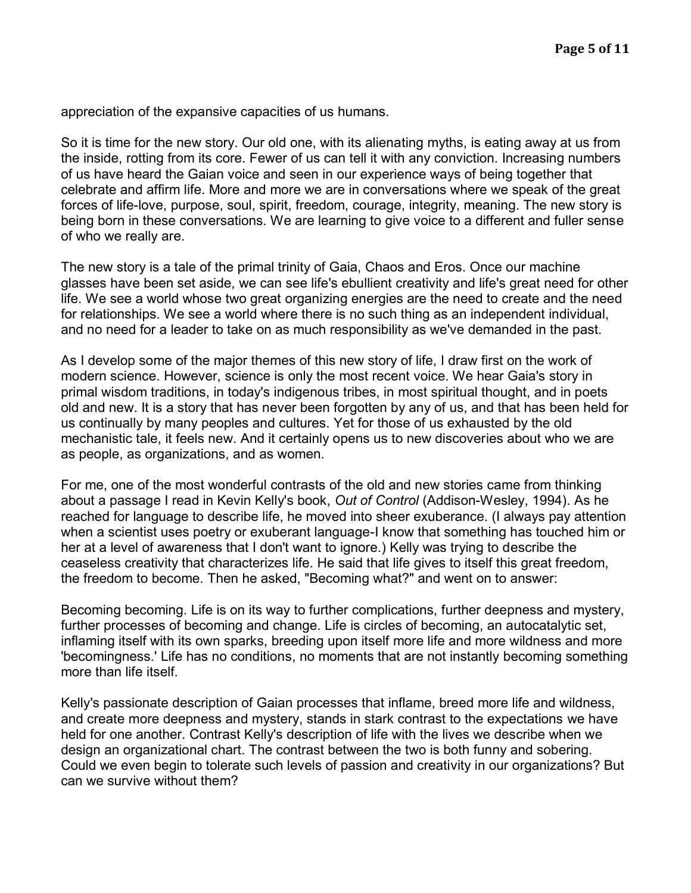appreciation of the expansive capacities of us humans.

So it is time for the new story. Our old one, with its alienating myths, is eating away at us from the inside, rotting from its core. Fewer of us can tell it with any conviction. Increasing numbers of us have heard the Gaian voice and seen in our experience ways of being together that celebrate and affirm life. More and more we are in conversations where we speak of the great forces of life-love, purpose, soul, spirit, freedom, courage, integrity, meaning. The new story is being born in these conversations. We are learning to give voice to a different and fuller sense of who we really are.

The new story is a tale of the primal trinity of Gaia, Chaos and Eros. Once our machine glasses have been set aside, we can see life's ebullient creativity and life's great need for other life. We see a world whose two great organizing energies are the need to create and the need for relationships. We see a world where there is no such thing as an independent individual, and no need for a leader to take on as much responsibility as we've demanded in the past.

As I develop some of the major themes of this new story of life, I draw first on the work of modern science. However, science is only the most recent voice. We hear Gaia's story in primal wisdom traditions, in today's indigenous tribes, in most spiritual thought, and in poets old and new. It is a story that has never been forgotten by any of us, and that has been held for us continually by many peoples and cultures. Yet for those of us exhausted by the old mechanistic tale, it feels new. And it certainly opens us to new discoveries about who we are as people, as organizations, and as women.

For me, one of the most wonderful contrasts of the old and new stories came from thinking about a passage I read in Kevin Kelly's book, *Out of Control* (Addison-Wesley, 1994). As he reached for language to describe life, he moved into sheer exuberance. (I always pay attention when a scientist uses poetry or exuberant language-I know that something has touched him or her at a level of awareness that I don't want to ignore.) Kelly was trying to describe the ceaseless creativity that characterizes life. He said that life gives to itself this great freedom, the freedom to become. Then he asked, "Becoming what?" and went on to answer:

Becoming becoming. Life is on its way to further complications, further deepness and mystery, further processes of becoming and change. Life is circles of becoming, an autocatalytic set, inflaming itself with its own sparks, breeding upon itself more life and more wildness and more 'becomingness.' Life has no conditions, no moments that are not instantly becoming something more than life itself.

Kelly's passionate description of Gaian processes that inflame, breed more life and wildness, and create more deepness and mystery, stands in stark contrast to the expectations we have held for one another. Contrast Kelly's description of life with the lives we describe when we design an organizational chart. The contrast between the two is both funny and sobering. Could we even begin to tolerate such levels of passion and creativity in our organizations? But can we survive without them?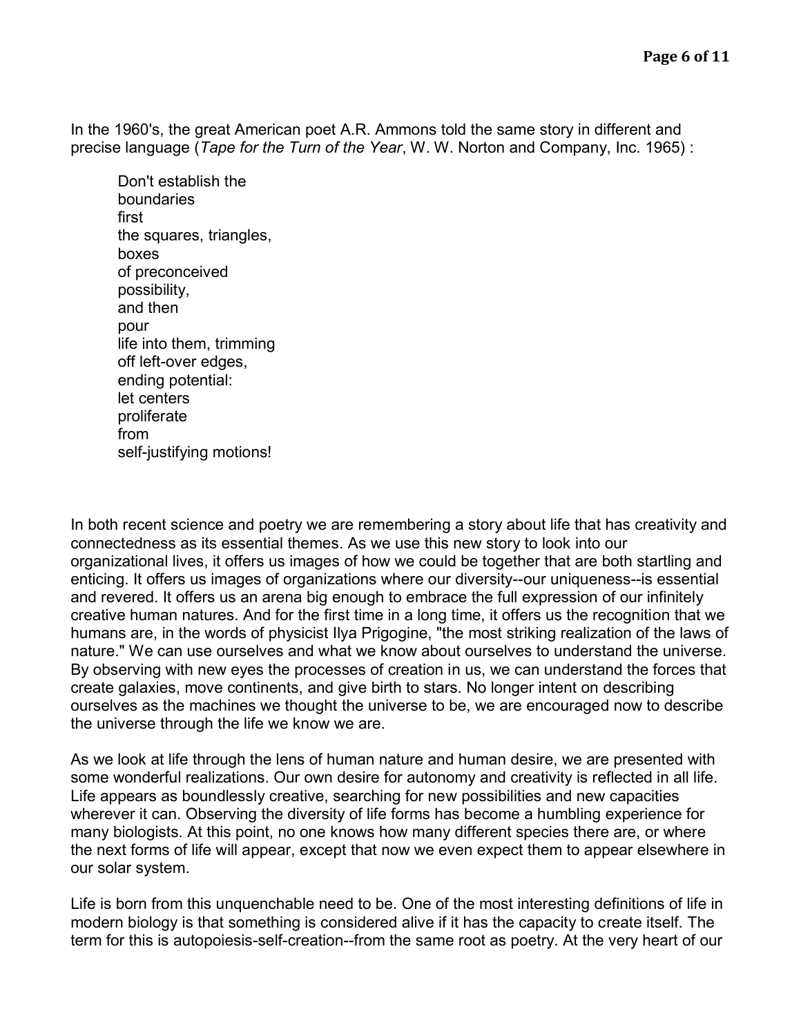In the 1960's, the great American poet A.R. Ammons told the same story in different and precise language (*Tape for the Turn of the Year*, W. W. Norton and Company, Inc. 1965) :

> Don't establish the  
> boundaries  
> first  
> the squares, triangles,  
> boxes  
> of preconceived  
> possibility,  
> and then  
> pour  
> life into them, trimming  
> off left-over edges,  
> ending potential:  
> let centers  
> proliferate  
> from  
> self-justifying motions!

In both recent science and poetry we are remembering a story about life that has creativity and connectedness as its essential themes. As we use this new story to look into our organizational lives, it offers us images of how we could be together that are both startling and enticing. It offers us images of organizations where our diversity--our uniqueness--is essential and revered. It offers us an arena big enough to embrace the full expression of our infinitely creative human natures. And for the first time in a long time, it offers us the recognition that we humans are, in the words of physicist Ilya Prigogine, "the most striking realization of the laws of nature." We can use ourselves and what we know about ourselves to understand the universe. By observing with new eyes the processes of creation in us, we can understand the forces that create galaxies, move continents, and give birth to stars. No longer intent on describing ourselves as the machines we thought the universe to be, we are encouraged now to describe the universe through the life we know we are.

As we look at life through the lens of human nature and human desire, we are presented with some wonderful realizations. Our own desire for autonomy and creativity is reflected in all life. Life appears as boundlessly creative, searching for new possibilities and new capacities wherever it can. Observing the diversity of life forms has become a humbling experience for many biologists. At this point, no one knows how many different species there are, or where the next forms of life will appear, except that now we even expect them to appear elsewhere in our solar system.

Life is born from this unquenchable need to be. One of the most interesting definitions of life in modern biology is that something is considered alive if it has the capacity to create itself. The term for this is autopoiesis-self-creation--from the same root as poetry. At the very heart of our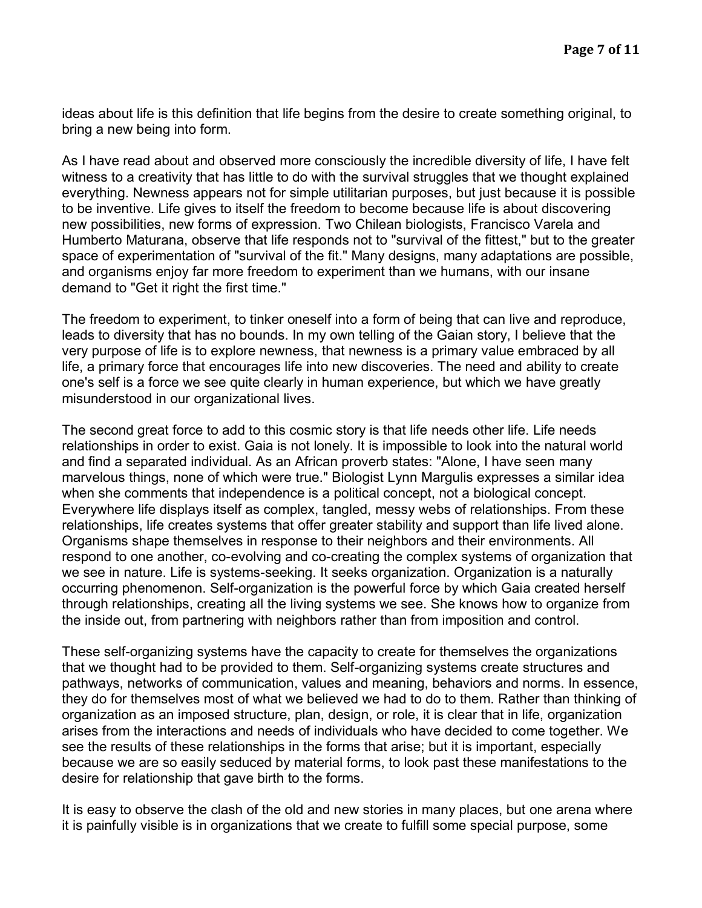ideas about life is this definition that life begins from the desire to create something original, to bring a new being into form.

As I have read about and observed more consciously the incredible diversity of life, I have felt witness to a creativity that has little to do with the survival struggles that we thought explained everything. Newness appears not for simple utilitarian purposes, but just because it is possible to be inventive. Life gives to itself the freedom to become because life is about discovering new possibilities, new forms of expression. Two Chilean biologists, Francisco Varela and Humberto Maturana, observe that life responds not to "survival of the fittest," but to the greater space of experimentation of "survival of the fit." Many designs, many adaptations are possible, and organisms enjoy far more freedom to experiment than we humans, with our insane demand to "Get it right the first time."

The freedom to experiment, to tinker oneself into a form of being that can live and reproduce, leads to diversity that has no bounds. In my own telling of the Gaian story, I believe that the very purpose of life is to explore newness, that newness is a primary value embraced by all life, a primary force that encourages life into new discoveries. The need and ability to create one's self is a force we see quite clearly in human experience, but which we have greatly misunderstood in our organizational lives.

The second great force to add to this cosmic story is that life needs other life. Life needs relationships in order to exist. Gaia is not lonely. It is impossible to look into the natural world and find a separated individual. As an African proverb states: "Alone, I have seen many marvelous things, none of which were true." Biologist Lynn Margulis expresses a similar idea when she comments that independence is a political concept, not a biological concept. Everywhere life displays itself as complex, tangled, messy webs of relationships. From these relationships, life creates systems that offer greater stability and support than life lived alone. Organisms shape themselves in response to their neighbors and their environments. All respond to one another, co-evolving and co-creating the complex systems of organization that we see in nature. Life is systems-seeking. It seeks organization. Organization is a naturally occurring phenomenon. Self-organization is the powerful force by which Gaia created herself through relationships, creating all the living systems we see. She knows how to organize from the inside out, from partnering with neighbors rather than from imposition and control.

These self-organizing systems have the capacity to create for themselves the organizations that we thought had to be provided to them. Self-organizing systems create structures and pathways, networks of communication, values and meaning, behaviors and norms. In essence, they do for themselves most of what we believed we had to do to them. Rather than thinking of organization as an imposed structure, plan, design, or role, it is clear that in life, organization arises from the interactions and needs of individuals who have decided to come together. We see the results of these relationships in the forms that arise; but it is important, especially because we are so easily seduced by material forms, to look past these manifestations to the desire for relationship that gave birth to the forms.

It is easy to observe the clash of the old and new stories in many places, but one arena where it is painfully visible is in organizations that we create to fulfill some special purpose, some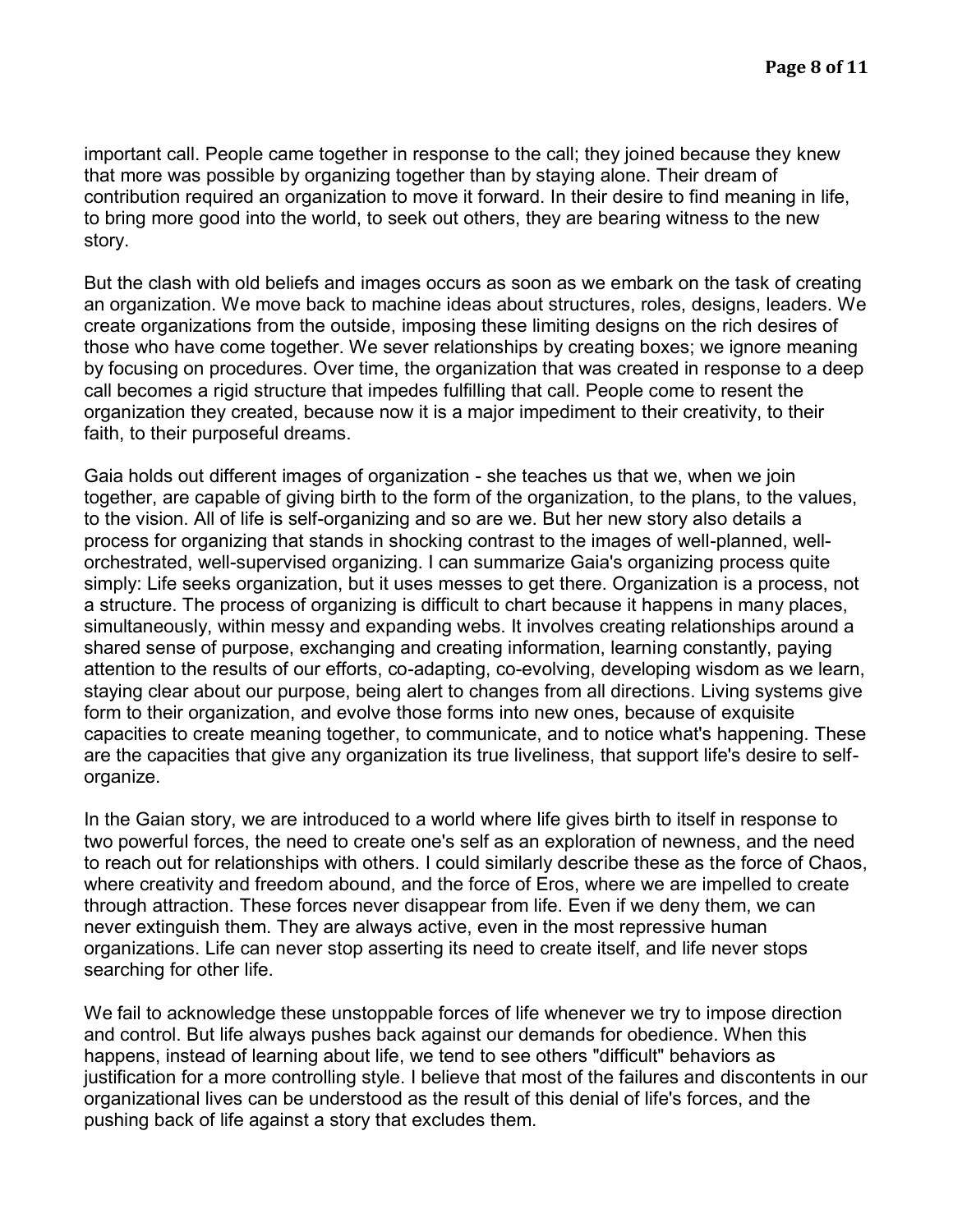important call. People came together in response to the call; they joined because they knew that more was possible by organizing together than by staying alone. Their dream of contribution required an organization to move it forward. In their desire to find meaning in life, to bring more good into the world, to seek out others, they are bearing witness to the new story.

But the clash with old beliefs and images occurs as soon as we embark on the task of creating an organization. We move back to machine ideas about structures, roles, designs, leaders. We create organizations from the outside, imposing these limiting designs on the rich desires of those who have come together. We sever relationships by creating boxes; we ignore meaning by focusing on procedures. Over time, the organization that was created in response to a deep call becomes a rigid structure that impedes fulfilling that call. People come to resent the organization they created, because now it is a major impediment to their creativity, to their faith, to their purposeful dreams.

Gaia holds out different images of organization - she teaches us that we, when we join together, are capable of giving birth to the form of the organization, to the plans, to the values, to the vision. All of life is self-organizing and so are we. But her new story also details a process for organizing that stands in shocking contrast to the images of well-planned, well-orchestrated, well-supervised organizing. I can summarize Gaia's organizing process quite simply: Life seeks organization, but it uses messes to get there. Organization is a process, not a structure. The process of organizing is difficult to chart because it happens in many places, simultaneously, within messy and expanding webs. It involves creating relationships around a shared sense of purpose, exchanging and creating information, learning constantly, paying attention to the results of our efforts, co-adapting, co-evolving, developing wisdom as we learn, staying clear about our purpose, being alert to changes from all directions. Living systems give form to their organization, and evolve those forms into new ones, because of exquisite capacities to create meaning together, to communicate, and to notice what's happening. These are the capacities that give any organization its true liveliness, that support life's desire to self-organize.

In the Gaian story, we are introduced to a world where life gives birth to itself in response to two powerful forces, the need to create one's self as an exploration of newness, and the need to reach out for relationships with others. I could similarly describe these as the force of Chaos, where creativity and freedom abound, and the force of Eros, where we are impelled to create through attraction. These forces never disappear from life. Even if we deny them, we can never extinguish them. They are always active, even in the most repressive human organizations. Life can never stop asserting its need to create itself, and life never stops searching for other life.

We fail to acknowledge these unstoppable forces of life whenever we try to impose direction and control. But life always pushes back against our demands for obedience. When this happens, instead of learning about life, we tend to see others "difficult" behaviors as justification for a more controlling style. I believe that most of the failures and discontents in our organizational lives can be understood as the result of this denial of life's forces, and the pushing back of life against a story that excludes them.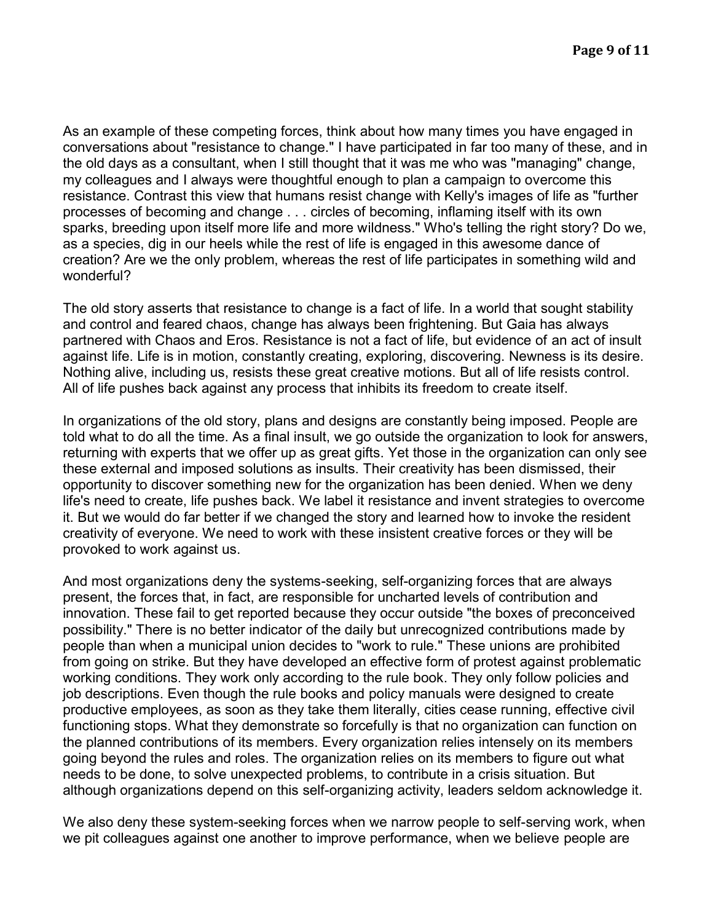As an example of these competing forces, think about how many times you have engaged in conversations about "resistance to change." I have participated in far too many of these, and in the old days as a consultant, when I still thought that it was me who was "managing" change, my colleagues and I always were thoughtful enough to plan a campaign to overcome this resistance. Contrast this view that humans resist change with Kelly's images of life as "further processes of becoming and change . . . circles of becoming, inflaming itself with its own sparks, breeding upon itself more life and more wildness." Who's telling the right story? Do we, as a species, dig in our heels while the rest of life is engaged in this awesome dance of creation? Are we the only problem, whereas the rest of life participates in something wild and wonderful?

The old story asserts that resistance to change is a fact of life. In a world that sought stability and control and feared chaos, change has always been frightening. But Gaia has always partnered with Chaos and Eros. Resistance is not a fact of life, but evidence of an act of insult against life. Life is in motion, constantly creating, exploring, discovering. Newness is its desire. Nothing alive, including us, resists these great creative motions. But all of life resists control. All of life pushes back against any process that inhibits its freedom to create itself.

In organizations of the old story, plans and designs are constantly being imposed. People are told what to do all the time. As a final insult, we go outside the organization to look for answers, returning with experts that we offer up as great gifts. Yet those in the organization can only see these external and imposed solutions as insults. Their creativity has been dismissed, their opportunity to discover something new for the organization has been denied. When we deny life's need to create, life pushes back. We label it resistance and invent strategies to overcome it. But we would do far better if we changed the story and learned how to invoke the resident creativity of everyone. We need to work with these insistent creative forces or they will be provoked to work against us.

And most organizations deny the systems-seeking, self-organizing forces that are always present, the forces that, in fact, are responsible for uncharted levels of contribution and innovation. These fail to get reported because they occur outside "the boxes of preconceived possibility." There is no better indicator of the daily but unrecognized contributions made by people than when a municipal union decides to "work to rule." These unions are prohibited from going on strike. But they have developed an effective form of protest against problematic working conditions. They work only according to the rule book. They only follow policies and job descriptions. Even though the rule books and policy manuals were designed to create productive employees, as soon as they take them literally, cities cease running, effective civil functioning stops. What they demonstrate so forcefully is that no organization can function on the planned contributions of its members. Every organization relies intensely on its members going beyond the rules and roles. The organization relies on its members to figure out what needs to be done, to solve unexpected problems, to contribute in a crisis situation. But although organizations depend on this self-organizing activity, leaders seldom acknowledge it.

We also deny these system-seeking forces when we narrow people to self-serving work, when we pit colleagues against one another to improve performance, when we believe people are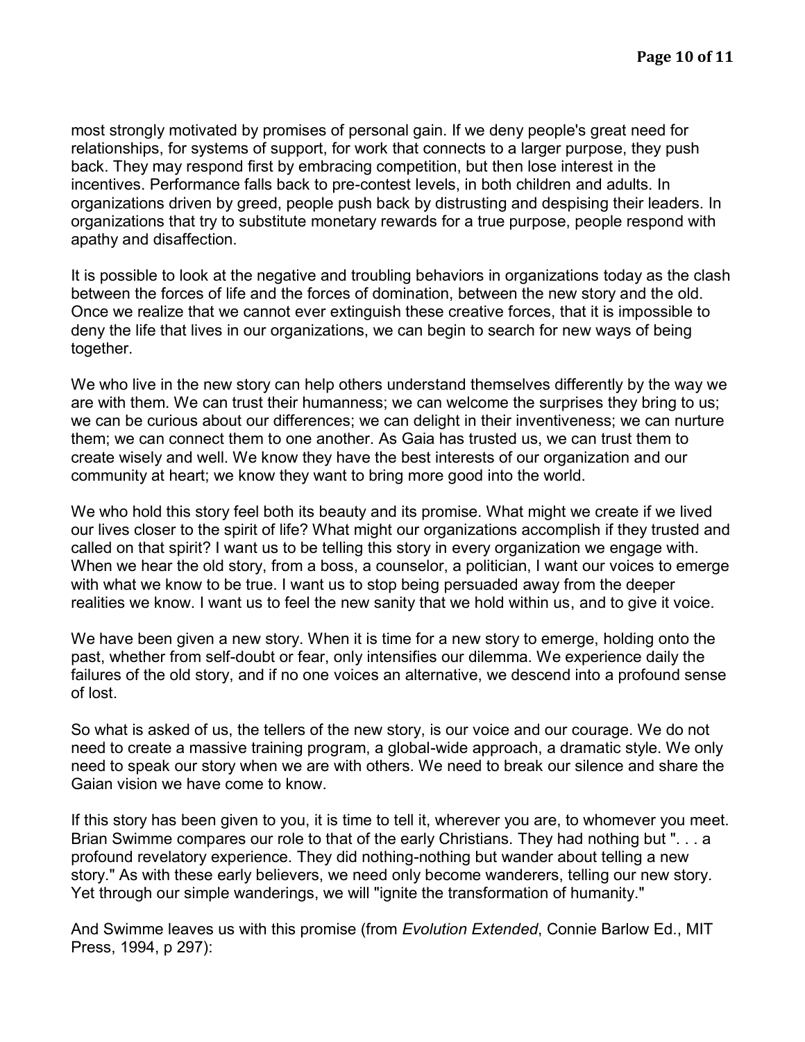most strongly motivated by promises of personal gain. If we deny people's great need for relationships, for systems of support, for work that connects to a larger purpose, they push back. They may respond first by embracing competition, but then lose interest in the incentives. Performance falls back to pre-contest levels, in both children and adults. In organizations driven by greed, people push back by distrusting and despising their leaders. In organizations that try to substitute monetary rewards for a true purpose, people respond with apathy and disaffection.

It is possible to look at the negative and troubling behaviors in organizations today as the clash between the forces of life and the forces of domination, between the new story and the old. Once we realize that we cannot ever extinguish these creative forces, that it is impossible to deny the life that lives in our organizations, we can begin to search for new ways of being together.

We who live in the new story can help others understand themselves differently by the way we are with them. We can trust their humanness; we can welcome the surprises they bring to us; we can be curious about our differences; we can delight in their inventiveness; we can nurture them; we can connect them to one another. As Gaia has trusted us, we can trust them to create wisely and well. We know they have the best interests of our organization and our community at heart; we know they want to bring more good into the world.

We who hold this story feel both its beauty and its promise. What might we create if we lived our lives closer to the spirit of life? What might our organizations accomplish if they trusted and called on that spirit? I want us to be telling this story in every organization we engage with. When we hear the old story, from a boss, a counselor, a politician, I want our voices to emerge with what we know to be true. I want us to stop being persuaded away from the deeper realities we know. I want us to feel the new sanity that we hold within us, and to give it voice.

We have been given a new story. When it is time for a new story to emerge, holding onto the past, whether from self-doubt or fear, only intensifies our dilemma. We experience daily the failures of the old story, and if no one voices an alternative, we descend into a profound sense of lost.

So what is asked of us, the tellers of the new story, is our voice and our courage. We do not need to create a massive training program, a global-wide approach, a dramatic style. We only need to speak our story when we are with others. We need to break our silence and share the Gaian vision we have come to know.

If this story has been given to you, it is time to tell it, wherever you are, to whomever you meet. Brian Swimme compares our role to that of the early Christians. They had nothing but ". . . a profound revelatory experience. They did nothing-nothing but wander about telling a new story." As with these early believers, we need only become wanderers, telling our new story. Yet through our simple wanderings, we will "ignite the transformation of humanity."

And Swimme leaves us with this promise (from *Evolution Extended*, Connie Barlow Ed., MIT Press, 1994, p 297):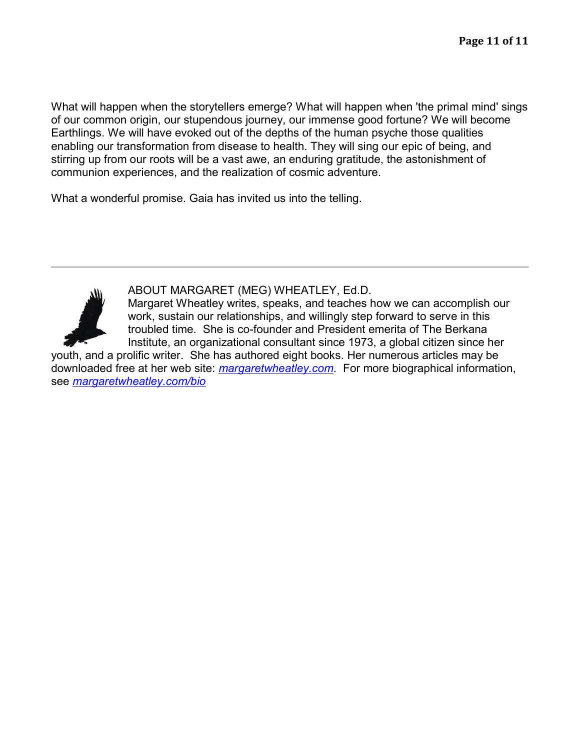What will happen when the storytellers emerge? What will happen when 'the primal mind' sings of our common origin, our stupendous journey, our immense good fortune? We will become Earthlings. We will have evoked out of the depths of the human psyche those qualities enabling our transformation from disease to health. They will sing our epic of being, and stirring up from our roots will be a vast awe, an enduring gratitude, the astonishment of communion experiences, and the realization of cosmic adventure.

What a wonderful promise. Gaia has invited us into the telling.

---

ABOUT MARGARET (MEG) WHEATLEY, Ed.D.

Margaret Wheatley writes, speaks, and teaches how we can accomplish our work, sustain our relationships, and willingly step forward to serve in this troubled time. She is co-founder and President emerita of The Berkana Institute, an organizational consultant since 1973, a global citizen since her youth, and a prolific writer. She has authored eight books. Her numerous articles may be downloaded free at her web site: *[margaretwheatley.com](margaretwheatley.com)*. For more biographical information, see *[margaretwheatley.com/bio](margaretwheatley.com/bio)*